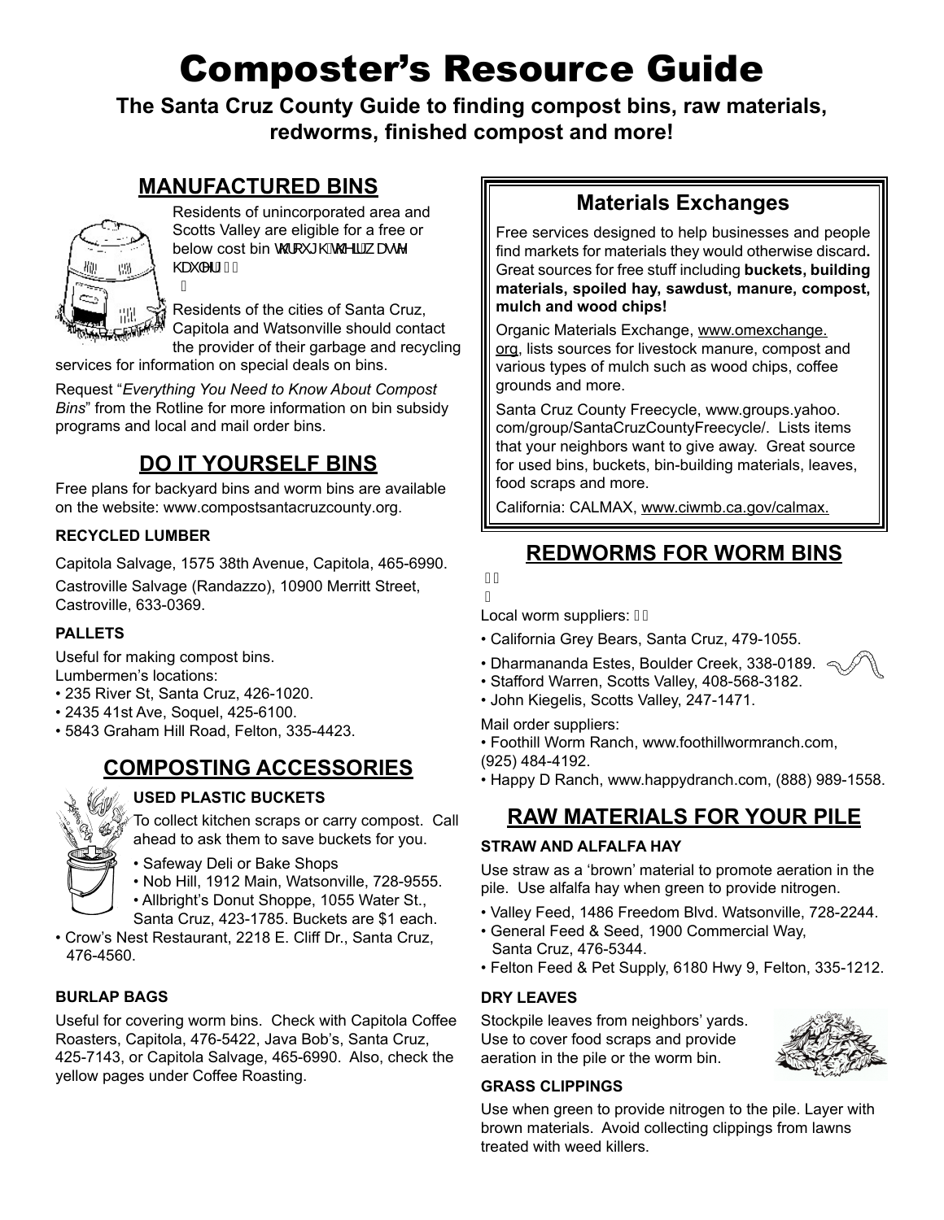# Composter's Resource Guide

**The Santa Cruz County Guide to finding compost bins, raw materials, redworms, finished compost and more!**

## MANUFACTURED BINS

Residents of unincorporated area and Scotts Valley are eligible for a free or below cost bin WKURXJKWKHLUZDVWH KDXOHU

Residents of the cities of Santa Cruz, Capitola and Watsonville should contact the provider of their garbage and recycling services for information on special deals on bins.

Request "*Everything You Need to Know About Compost Bins*" from the Rotline for more information on bin subsidy programs and local and mail order bins.

## DO IT YOURSELF BINS

Free plans for backyard bins and worm bins are available on the website: www.compostsantacruzcounty.org.

### RECYCLED LUMBER

Capitola Salvage, 1575 38th Avenue, Capitola, 465-6990.

Castroville Salvage (Randazzo), 10900 Merritt Street, Castroville, 633-0369.

### PALLETS

Useful for making compost bins.
Lumbermen's locations:

- 235 River St, Santa Cruz, 426-1020.
- 2435 41st Ave, Soquel, 425-6100.
- 5843 Graham Hill Road, Felton, 335-4423.

## COMPOSTING ACCESSORIES

### USED PLASTIC BUCKETS

To collect kitchen scraps or carry compost. Call ahead to ask them to save buckets for you.

- Safeway Deli or Bake Shops
- Nob Hill, 1912 Main, Watsonville, 728-9555.
- Allbright's Donut Shoppe, 1055 Water St., Santa Cruz, 423-1785. Buckets are $1 each.
- Crow's Nest Restaurant, 2218 E. Cliff Dr., Santa Cruz, 476-4560.

### BURLAP BAGS

Useful for covering worm bins. Check with Capitola Coffee Roasters, Capitola, 476-5422, Java Bob's, Santa Cruz, 425-7143, or Capitola Salvage, 465-6990. Also, check the yellow pages under Coffee Roasting.

## Materials Exchanges

Free services designed to help businesses and people find markets for materials they would otherwise discard**.** Great sources for free stuff including **buckets, building materials, spoiled hay, sawdust, manure, compost, mulch and wood chips!**

Organic Materials Exchange, www.omexchange.org, lists sources for livestock manure, compost and various types of mulch such as wood chips, coffee grounds and more.

Santa Cruz County Freecycle, www.groups.yahoo.com/group/SantaCruzCountyFreecycle/. Lists items that your neighbors want to give away. Great source for used bins, buckets, bin-building materials, leaves, food scraps and more.

California: CALMAX, www.ciwmb.ca.gov/calmax.

## REDWORMS FOR WORM BINS

Local worm suppliers:

- California Grey Bears, Santa Cruz, 479-1055.
- Dharmananda Estes, Boulder Creek, 338-0189.
- Stafford Warren, Scotts Valley, 408-568-3182.
- John Kiegelis, Scotts Valley, 247-1471.

Mail order suppliers:

- Foothill Worm Ranch, www.foothillwormranch.com, (925) 484-4192.
- Happy D Ranch, www.happydranch.com, (888) 989-1558.

## RAW MATERIALS FOR YOUR PILE

### STRAW AND ALFALFA HAY

Use straw as a 'brown' material to promote aeration in the pile. Use alfalfa hay when green to provide nitrogen.

- Valley Feed, 1486 Freedom Blvd. Watsonville, 728-2244.
- General Feed & Seed, 1900 Commercial Way, Santa Cruz, 476-5344.
- Felton Feed & Pet Supply, 6180 Hwy 9, Felton, 335-1212.

### DRY LEAVES

Stockpile leaves from neighbors' yards. Use to cover food scraps and provide aeration in the pile or the worm bin.

### GRASS CLIPPINGS

Use when green to provide nitrogen to the pile. Layer with brown materials. Avoid collecting clippings from lawns treated with weed killers.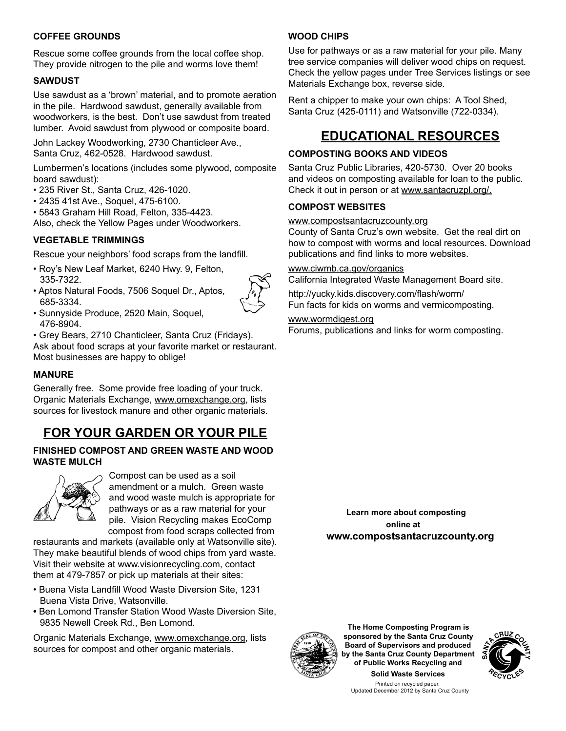### COFFEE GROUNDS

Rescue some coffee grounds from the local coffee shop. They provide nitrogen to the pile and worms love them!

### SAWDUST

Use sawdust as a 'brown' material, and to promote aeration in the pile. Hardwood sawdust, generally available from woodworkers, is the best. Don't use sawdust from treated lumber. Avoid sawdust from plywood or composite board.

John Lackey Woodworking, 2730 Chanticleer Ave., Santa Cruz, 462-0528. Hardwood sawdust.

Lumbermen's locations (includes some plywood, composite board sawdust):

- 235 River St., Santa Cruz, 426-1020.
- 2435 41st Ave., Soquel, 475-6100.
- 5843 Graham Hill Road, Felton, 335-4423.

Also, check the Yellow Pages under Woodworkers.

### VEGETABLE TRIMMINGS

Rescue your neighbors' food scraps from the landfill.

- Roy's New Leaf Market, 6240 Hwy. 9, Felton, 335-7322.
- Aptos Natural Foods, 7506 Soquel Dr., Aptos, 685-3334.
- Sunnyside Produce, 2520 Main, Soquel, 476-8904.
- Grey Bears, 2710 Chanticleer, Santa Cruz (Fridays).

Ask about food scraps at your favorite market or restaurant. Most businesses are happy to oblige!

### MANURE

Generally free. Some provide free loading of your truck. Organic Materials Exchange, www.omexchange.org, lists sources for livestock manure and other organic materials.

## FOR YOUR GARDEN OR YOUR PILE

### FINISHED COMPOST AND GREEN WASTE AND WOOD WASTE MULCH

Compost can be used as a soil amendment or a mulch. Green waste and wood waste mulch is appropriate for pathways or as a raw material for your pile. Vision Recycling makes EcoComp compost from food scraps collected from restaurants and markets (available only at Watsonville site). They make beautiful blends of wood chips from yard waste. Visit their website at www.visionrecycling.com, contact them at 479-7857 or pick up materials at their sites:

- Buena Vista Landfill Wood Waste Diversion Site, 1231 Buena Vista Drive, Watsonville.
- Ben Lomond Transfer Station Wood Waste Diversion Site, 9835 Newell Creek Rd., Ben Lomond.

Organic Materials Exchange, www.omexchange.org, lists sources for compost and other organic materials.

### WOOD CHIPS

Use for pathways or as a raw material for your pile. Many tree service companies will deliver wood chips on request. Check the yellow pages under Tree Services listings or see Materials Exchange box, reverse side.

Rent a chipper to make your own chips: A Tool Shed, Santa Cruz (425-0111) and Watsonville (722-0334).

## EDUCATIONAL RESOURCES

### COMPOSTING BOOKS AND VIDEOS

Santa Cruz Public Libraries, 420-5730. Over 20 books and videos on composting available for loan to the public. Check it out in person or at www.santacruzpl.org/.

### COMPOST WEBSITES

www.compostsantacruzcounty.org
County of Santa Cruz's own website. Get the real dirt on how to compost with worms and local resources. Download publications and find links to more websites.

www.ciwmb.ca.gov/organics
California Integrated Waste Management Board site.

http://yucky.kids.discovery.com/flash/worm/
Fun facts for kids on worms and vermicomposting.

www.wormdigest.org
Forums, publications and links for worm composting.

**Learn more about composting online at**
**www.compostsantacruzcounty.org**

**The Home Composting Program is sponsored by the Santa Cruz County Board of Supervisors and produced by the Santa Cruz County Department of Public Works Recycling and Solid Waste Services**

Printed on recycled paper.
Updated December 2012 by Santa Cruz County